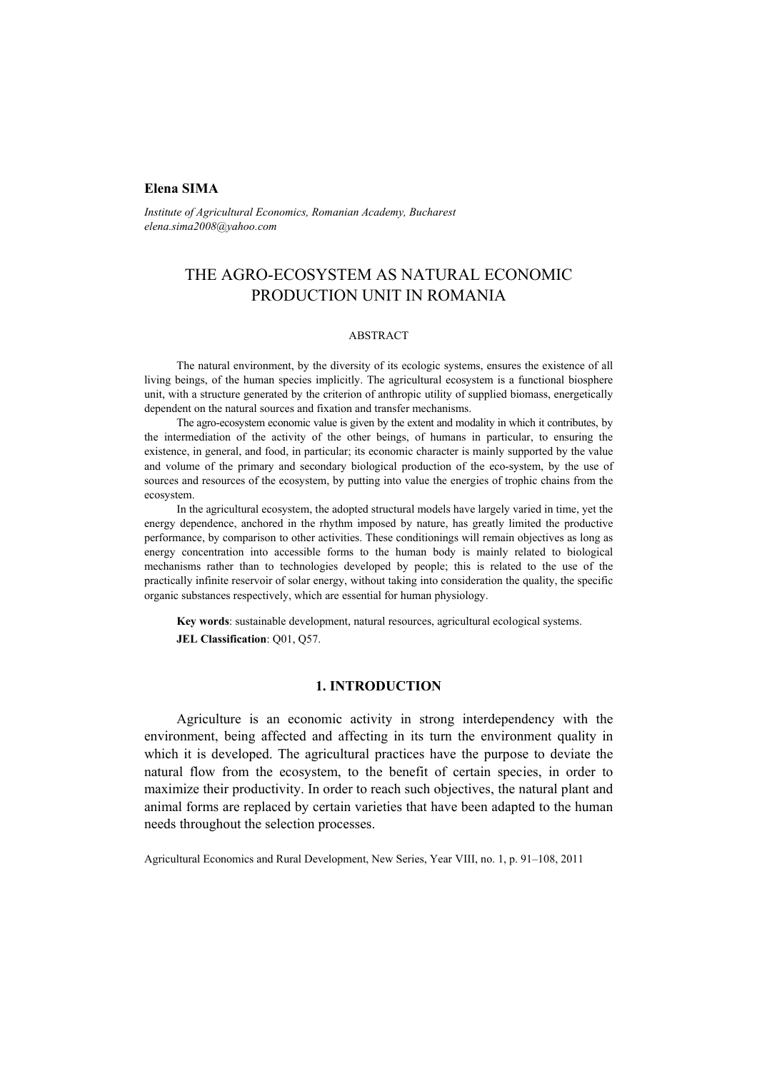**Elena SIMA**

*Institute of Agricultural Economics, Romanian Academy, Bucharest*
*elena.sima2008@yahoo.com*

# THE AGRO-ECOSYSTEM AS NATURAL ECONOMIC PRODUCTION UNIT IN ROMANIA

## ABSTRACT

The natural environment, by the diversity of its ecologic systems, ensures the existence of all living beings, of the human species implicitly. The agricultural ecosystem is a functional biosphere unit, with a structure generated by the criterion of anthropic utility of supplied biomass, energetically dependent on the natural sources and fixation and transfer mechanisms.

The agro-ecosystem economic value is given by the extent and modality in which it contributes, by the intermediation of the activity of the other beings, of humans in particular, to ensuring the existence, in general, and food, in particular; its economic character is mainly supported by the value and volume of the primary and secondary biological production of the eco-system, by the use of sources and resources of the ecosystem, by putting into value the energies of trophic chains from the ecosystem.

In the agricultural ecosystem, the adopted structural models have largely varied in time, yet the energy dependence, anchored in the rhythm imposed by nature, has greatly limited the productive performance, by comparison to other activities. These conditionings will remain objectives as long as energy concentration into accessible forms to the human body is mainly related to biological mechanisms rather than to technologies developed by people; this is related to the use of the practically infinite reservoir of solar energy, without taking into consideration the quality, the specific organic substances respectively, which are essential for human physiology.

**Key words**: sustainable development, natural resources, agricultural ecological systems.

**JEL Classification**: Q01, Q57.

## 1. INTRODUCTION

Agriculture is an economic activity in strong interdependency with the environment, being affected and affecting in its turn the environment quality in which it is developed. The agricultural practices have the purpose to deviate the natural flow from the ecosystem, to the benefit of certain species, in order to maximize their productivity. In order to reach such objectives, the natural plant and animal forms are replaced by certain varieties that have been adapted to the human needs throughout the selection processes.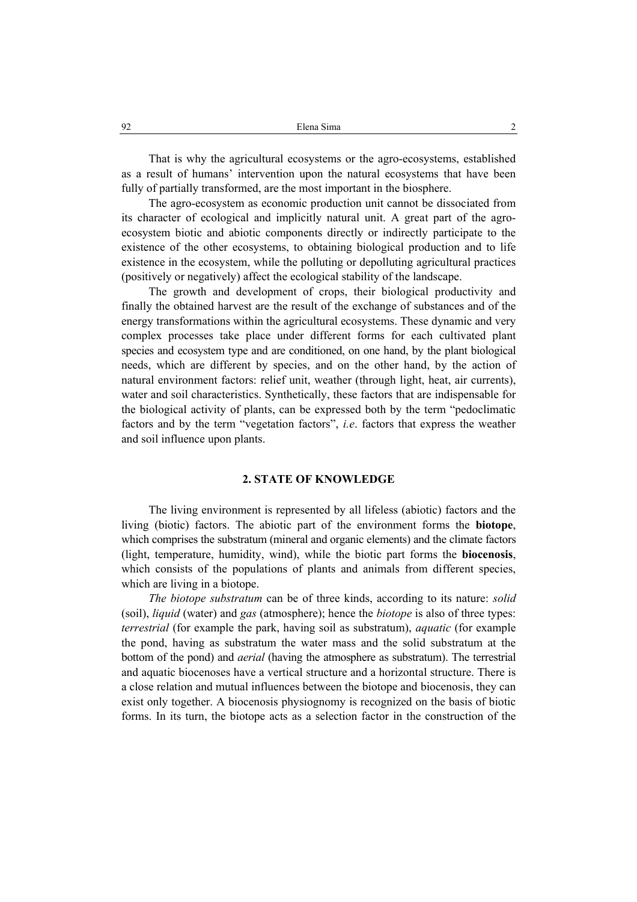That is why the agricultural ecosystems or the agro-ecosystems, established as a result of humans' intervention upon the natural ecosystems that have been fully of partially transformed, are the most important in the biosphere.

The agro-ecosystem as economic production unit cannot be dissociated from its character of ecological and implicitly natural unit. A great part of the agro-ecosystem biotic and abiotic components directly or indirectly participate to the existence of the other ecosystems, to obtaining biological production and to life existence in the ecosystem, while the polluting or depolluting agricultural practices (positively or negatively) affect the ecological stability of the landscape.

The growth and development of crops, their biological productivity and finally the obtained harvest are the result of the exchange of substances and of the energy transformations within the agricultural ecosystems. These dynamic and very complex processes take place under different forms for each cultivated plant species and ecosystem type and are conditioned, on one hand, by the plant biological needs, which are different by species, and on the other hand, by the action of natural environment factors: relief unit, weather (through light, heat, air currents), water and soil characteristics. Synthetically, these factors that are indispensable for the biological activity of plants, can be expressed both by the term "pedoclimatic factors and by the term "vegetation factors", *i.e*. factors that express the weather and soil influence upon plants.

## 2. STATE OF KNOWLEDGE

The living environment is represented by all lifeless (abiotic) factors and the living (biotic) factors. The abiotic part of the environment forms the **biotope**, which comprises the substratum (mineral and organic elements) and the climate factors (light, temperature, humidity, wind), while the biotic part forms the **biocenosis**, which consists of the populations of plants and animals from different species, which are living in a biotope.

*The biotope substratum* can be of three kinds, according to its nature: *solid* (soil), *liquid* (water) and *gas* (atmosphere); hence the *biotope* is also of three types: *terrestrial* (for example the park, having soil as substratum), *aquatic* (for example the pond, having as substratum the water mass and the solid substratum at the bottom of the pond) and *aerial* (having the atmosphere as substratum). The terrestrial and aquatic biocenoses have a vertical structure and a horizontal structure. There is a close relation and mutual influences between the biotope and biocenosis, they can exist only together. A biocenosis physiognomy is recognized on the basis of biotic forms. In its turn, the biotope acts as a selection factor in the construction of the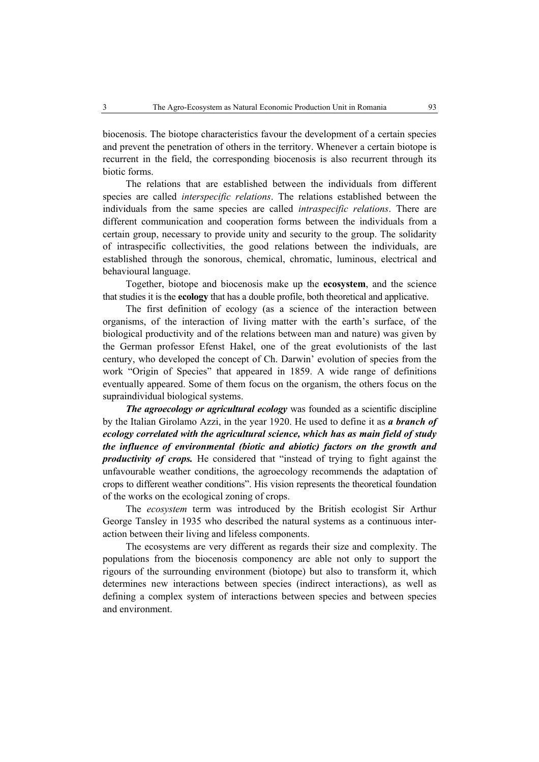biocenosis. The biotope characteristics favour the development of a certain species and prevent the penetration of others in the territory. Whenever a certain biotope is recurrent in the field, the corresponding biocenosis is also recurrent through its biotic forms.

The relations that are established between the individuals from different species are called *interspecific relations*. The relations established between the individuals from the same species are called *intraspecific relations*. There are different communication and cooperation forms between the individuals from a certain group, necessary to provide unity and security to the group. The solidarity of intraspecific collectivities, the good relations between the individuals, are established through the sonorous, chemical, chromatic, luminous, electrical and behavioural language.

Together, biotope and biocenosis make up the **ecosystem**, and the science that studies it is the **ecology** that has a double profile, both theoretical and applicative.

The first definition of ecology (as a science of the interaction between organisms, of the interaction of living matter with the earth's surface, of the biological productivity and of the relations between man and nature) was given by the German professor Efenst Hakel, one of the great evolutionists of the last century, who developed the concept of Ch. Darwin' evolution of species from the work "Origin of Species" that appeared in 1859. A wide range of definitions eventually appeared. Some of them focus on the organism, the others focus on the supraindividual biological systems.

***The agroecology or agricultural ecology*** was founded as a scientific discipline by the Italian Girolamo Azzi, in the year 1920. He used to define it as ***a branch of ecology correlated with the agricultural science, which has as main field of study the influence of environmental (biotic and abiotic) factors on the growth and productivity of crops.*** He considered that "instead of trying to fight against the unfavourable weather conditions, the agroecology recommends the adaptation of crops to different weather conditions". His vision represents the theoretical foundation of the works on the ecological zoning of crops.

The *ecosystem* term was introduced by the British ecologist Sir Arthur George Tansley in 1935 who described the natural systems as a continuous interaction between their living and lifeless components.

The ecosystems are very different as regards their size and complexity. The populations from the biocenosis componency are able not only to support the rigours of the surrounding environment (biotope) but also to transform it, which determines new interactions between species (indirect interactions), as well as defining a complex system of interactions between species and between species and environment.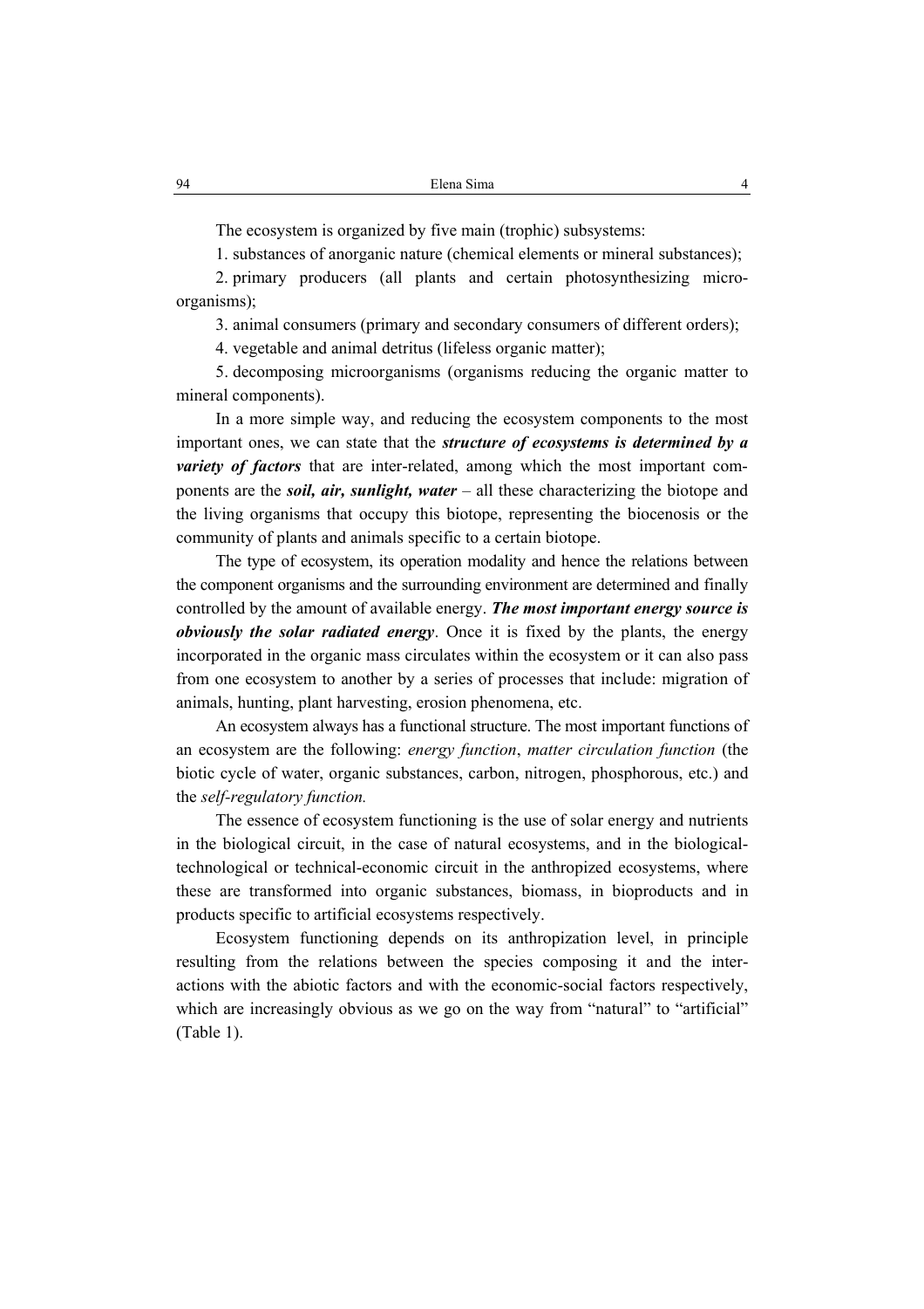The ecosystem is organized by five main (trophic) subsystems:

1. substances of anorganic nature (chemical elements or mineral substances);
2. primary producers (all plants and certain photosynthesizing micro-organisms);
3. animal consumers (primary and secondary consumers of different orders);
4. vegetable and animal detritus (lifeless organic matter);
5. decomposing microorganisms (organisms reducing the organic matter to mineral components).

In a more simple way, and reducing the ecosystem components to the most important ones, we can state that the ***structure of ecosystems is determined by a variety of factors*** that are inter-related, among which the most important components are the ***soil, air, sunlight, water*** – all these characterizing the biotope and the living organisms that occupy this biotope, representing the biocenosis or the community of plants and animals specific to a certain biotope.

The type of ecosystem, its operation modality and hence the relations between the component organisms and the surrounding environment are determined and finally controlled by the amount of available energy. ***The most important energy source is obviously the solar radiated energy***. Once it is fixed by the plants, the energy incorporated in the organic mass circulates within the ecosystem or it can also pass from one ecosystem to another by a series of processes that include: migration of animals, hunting, plant harvesting, erosion phenomena, etc.

An ecosystem always has a functional structure. The most important functions of an ecosystem are the following: *energy function*, *matter circulation function* (the biotic cycle of water, organic substances, carbon, nitrogen, phosphorous, etc.) and the *self-regulatory function.*

The essence of ecosystem functioning is the use of solar energy and nutrients in the biological circuit, in the case of natural ecosystems, and in the biological-technological or technical-economic circuit in the anthropized ecosystems, where these are transformed into organic substances, biomass, in bioproducts and in products specific to artificial ecosystems respectively.

Ecosystem functioning depends on its anthropization level, in principle resulting from the relations between the species composing it and the inter-actions with the abiotic factors and with the economic-social factors respectively, which are increasingly obvious as we go on the way from "natural" to "artificial" (Table 1).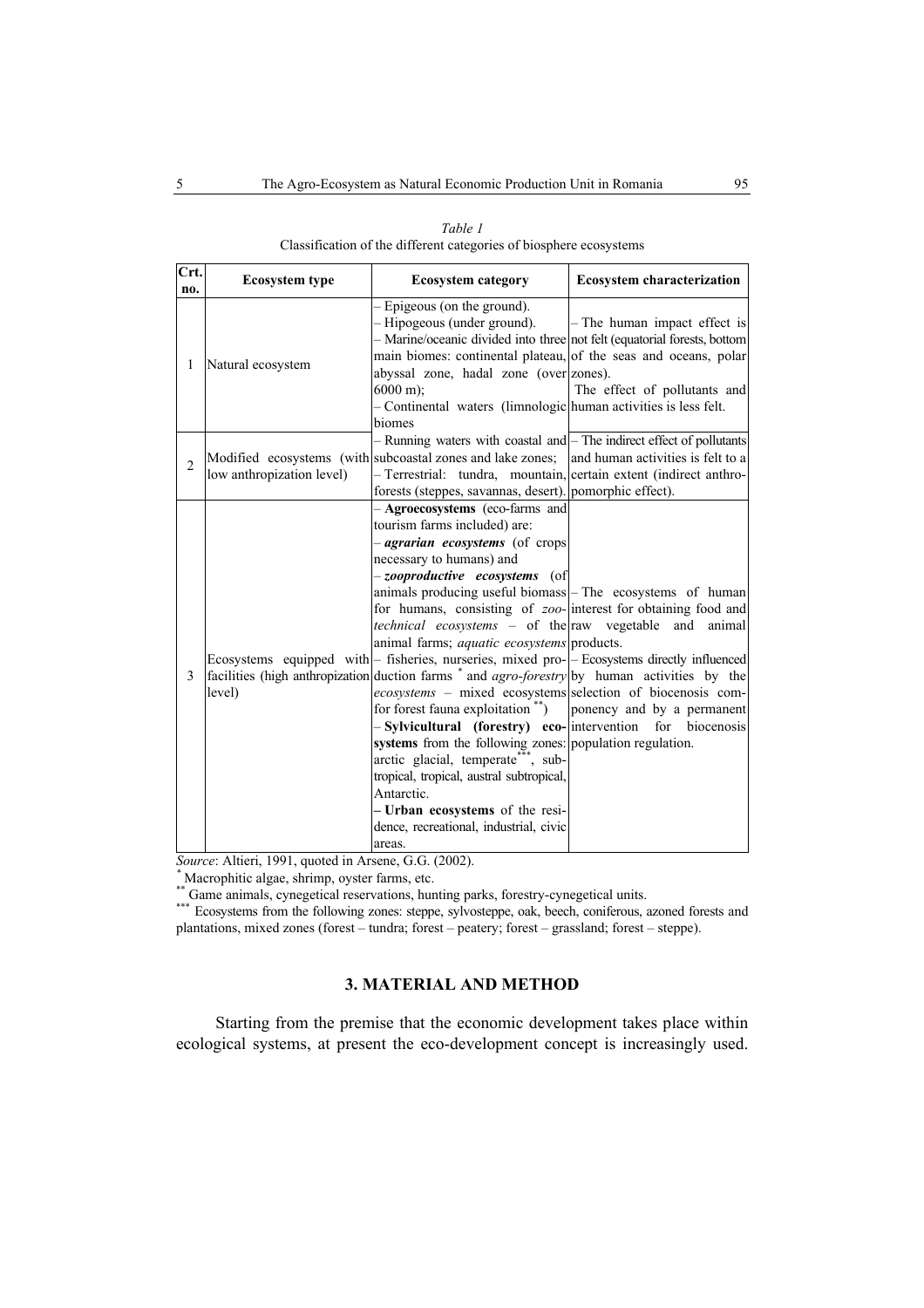*Table 1*
Classification of the different categories of biosphere ecosystems

| Crt. no. | Ecosystem type | Ecosystem category | Ecosystem characterization |
|---|---|---|---|
| 1 | Natural ecosystem | – Epigeous (on the ground).<br>– Hipogeous (under ground).<br>– Marine/oceanic divided into three main biomes: continental plateau, abyssal zone, hadal zone (over 6000 m);<br>– Continental waters (limnologic biomes | – The human impact effect is not felt (equatorial forests, bottom of the seas and oceans, polar zones).<br>The effect of pollutants and human activities is less felt. |
| 2 | Modified ecosystems (with low anthropization level) | – Running waters with coastal and subcoastal zones and lake zones;<br>– Terrestrial: tundra, mountain, forests (steppes, savannas, desert). | – The indirect effect of pollutants and human activities is felt to a certain extent (indirect anthropomorphic effect). |
| 3 | Ecosystems equipped with facilities (high anthropization level) | – **Agroecosystems** (eco-farms and tourism farms included) are:<br>– ***agrarian ecosystems*** (of crops necessary to humans) and<br>– ***zooproductive ecosystems*** (of animals producing useful biomass for humans, consisting of *zoo-technical ecosystems* – of the animal farms; *aquatic ecosystems* – fisheries, nurseries, mixed production farms [*] and *agro-forestry ecosystems* – mixed ecosystems for forest fauna exploitation [**])<br>– **Sylvicultural (forestry) ecosystems** from the following zones: arctic glacial, temperate[***], subtropical, tropical, austral subtropical, Antarctic.<br>**– Urban ecosystems** of the residence, recreational, industrial, civic areas. | – The ecosystems of human interest for obtaining food and raw vegetable and animal products.<br>– Ecosystems directly influenced by human activities by the selection of biocenosis componency and by a permanent intervention for biocenosis population regulation. |

*Source*: Altieri, 1991, quoted in Arsene, G.G. (2002).

[*] Macrophitic algae, shrimp, oyster farms, etc.

[**] Game animals, cynegetical reservations, hunting parks, forestry-cynegetical units.

[***] Ecosystems from the following zones: steppe, sylvosteppe, oak, beech, coniferous, azoned forests and plantations, mixed zones (forest – tundra; forest – peatery; forest – grassland; forest – steppe).

## 3. MATERIAL AND METHOD

Starting from the premise that the economic development takes place within ecological systems, at present the eco-development concept is increasingly used.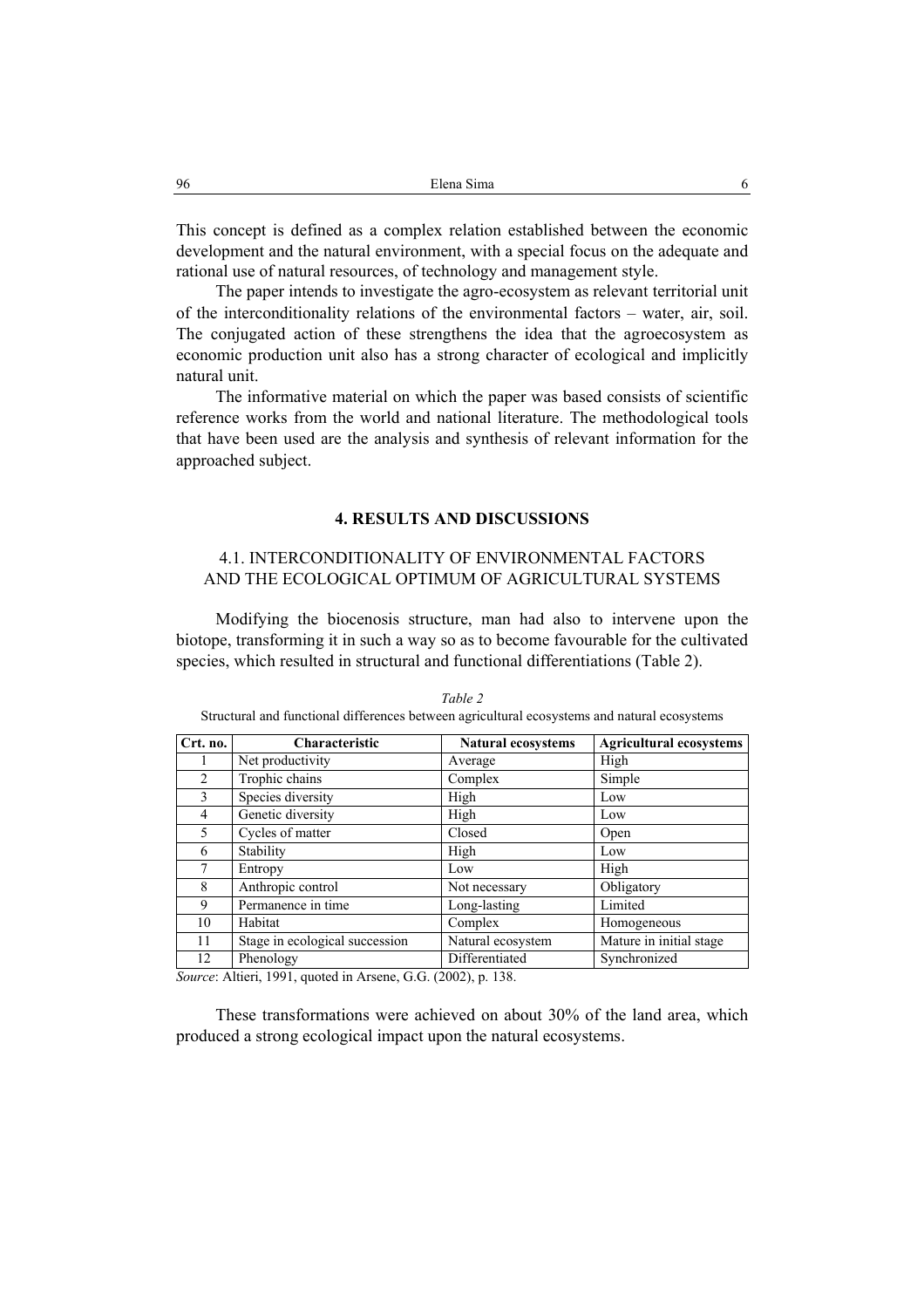This concept is defined as a complex relation established between the economic development and the natural environment, with a special focus on the adequate and rational use of natural resources, of technology and management style.

The paper intends to investigate the agro-ecosystem as relevant territorial unit of the interconditionality relations of the environmental factors – water, air, soil. The conjugated action of these strengthens the idea that the agroecosystem as economic production unit also has a strong character of ecological and implicitly natural unit.

The informative material on which the paper was based consists of scientific reference works from the world and national literature. The methodological tools that have been used are the analysis and synthesis of relevant information for the approached subject.

## 4. RESULTS AND DISCUSSIONS

### 4.1. INTERCONDITIONALITY OF ENVIRONMENTAL FACTORS AND THE ECOLOGICAL OPTIMUM OF AGRICULTURAL SYSTEMS

Modifying the biocenosis structure, man had also to intervene upon the biotope, transforming it in such a way so as to become favourable for the cultivated species, which resulted in structural and functional differentiations (Table 2).

*Table 2*

Structural and functional differences between agricultural ecosystems and natural ecosystems

| Crt. no. | Characteristic | Natural ecosystems | Agricultural ecosystems |
|---|---|---|---|
| 1 | Net productivity | Average | High |
| 2 | Trophic chains | Complex | Simple |
| 3 | Species diversity | High | Low |
| 4 | Genetic diversity | High | Low |
| 5 | Cycles of matter | Closed | Open |
| 6 | Stability | High | Low |
| 7 | Entropy | Low | High |
| 8 | Anthropic control | Not necessary | Obligatory |
| 9 | Permanence in time | Long-lasting | Limited |
| 10 | Habitat | Complex | Homogeneous |
| 11 | Stage in ecological succession | Natural ecosystem | Mature in initial stage |
| 12 | Phenology | Differentiated | Synchronized |

*Source*: Altieri, 1991, quoted in Arsene, G.G. (2002), p. 138.

These transformations were achieved on about 30% of the land area, which produced a strong ecological impact upon the natural ecosystems.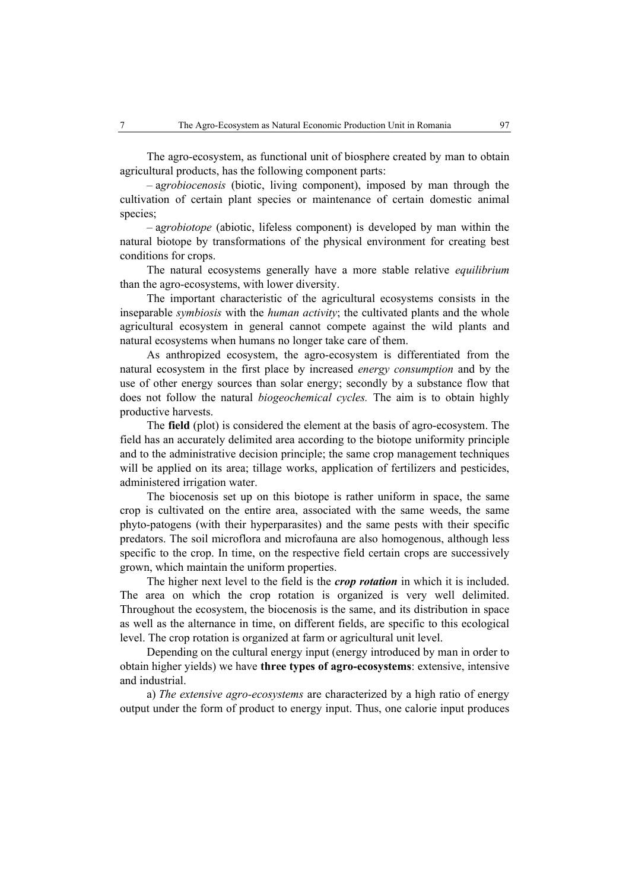The agro-ecosystem, as functional unit of biosphere created by man to obtain agricultural products, has the following component parts:

– a*grobiocenosis* (biotic, living component), imposed by man through the cultivation of certain plant species or maintenance of certain domestic animal species;

– a*grobiotope* (abiotic, lifeless component) is developed by man within the natural biotope by transformations of the physical environment for creating best conditions for crops.

The natural ecosystems generally have a more stable relative *equilibrium* than the agro-ecosystems, with lower diversity.

The important characteristic of the agricultural ecosystems consists in the inseparable *symbiosis* with the *human activity*; the cultivated plants and the whole agricultural ecosystem in general cannot compete against the wild plants and natural ecosystems when humans no longer take care of them.

As anthropized ecosystem, the agro-ecosystem is differentiated from the natural ecosystem in the first place by increased *energy consumption* and by the use of other energy sources than solar energy; secondly by a substance flow that does not follow the natural *biogeochemical cycles.* The aim is to obtain highly productive harvests.

The **field** (plot) is considered the element at the basis of agro-ecosystem. The field has an accurately delimited area according to the biotope uniformity principle and to the administrative decision principle; the same crop management techniques will be applied on its area; tillage works, application of fertilizers and pesticides, administered irrigation water.

The biocenosis set up on this biotope is rather uniform in space, the same crop is cultivated on the entire area, associated with the same weeds, the same phyto-patogens (with their hyperparasites) and the same pests with their specific predators. The soil microflora and microfauna are also homogenous, although less specific to the crop. In time, on the respective field certain crops are successively grown, which maintain the uniform properties.

The higher next level to the field is the ***crop rotation*** in which it is included. The area on which the crop rotation is organized is very well delimited. Throughout the ecosystem, the biocenosis is the same, and its distribution in space as well as the alternance in time, on different fields, are specific to this ecological level. The crop rotation is organized at farm or agricultural unit level.

Depending on the cultural energy input (energy introduced by man in order to obtain higher yields) we have **three types of agro-ecosystems**: extensive, intensive and industrial.

a) *The extensive agro-ecosystems* are characterized by a high ratio of energy output under the form of product to energy input. Thus, one calorie input produces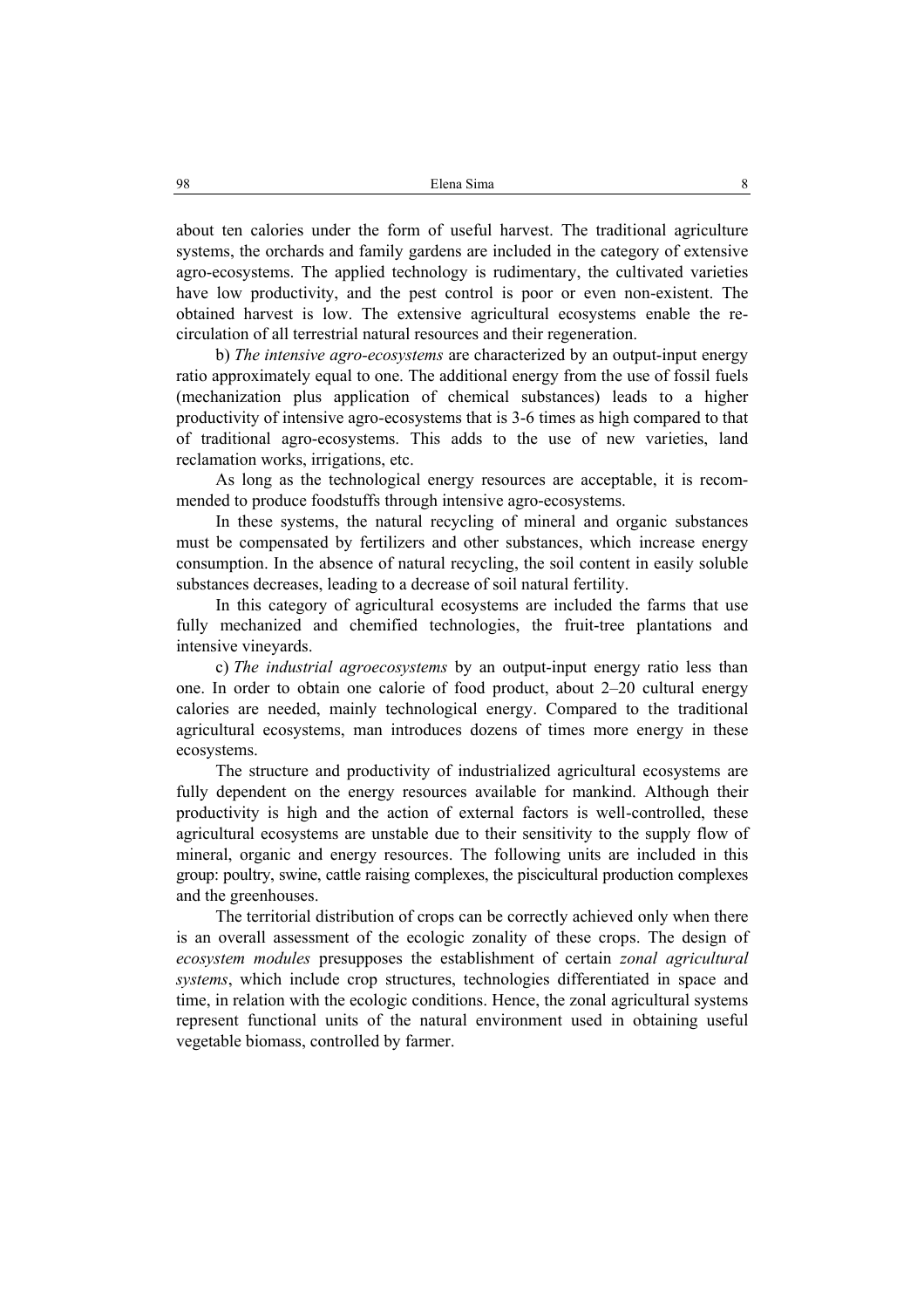about ten calories under the form of useful harvest. The traditional agriculture systems, the orchards and family gardens are included in the category of extensive agro-ecosystems. The applied technology is rudimentary, the cultivated varieties have low productivity, and the pest control is poor or even non-existent. The obtained harvest is low. The extensive agricultural ecosystems enable the re-circulation of all terrestrial natural resources and their regeneration.

b) *The intensive agro-ecosystems* are characterized by an output-input energy ratio approximately equal to one. The additional energy from the use of fossil fuels (mechanization plus application of chemical substances) leads to a higher productivity of intensive agro-ecosystems that is 3-6 times as high compared to that of traditional agro-ecosystems. This adds to the use of new varieties, land reclamation works, irrigations, etc.

As long as the technological energy resources are acceptable, it is recommended to produce foodstuffs through intensive agro-ecosystems.

In these systems, the natural recycling of mineral and organic substances must be compensated by fertilizers and other substances, which increase energy consumption. In the absence of natural recycling, the soil content in easily soluble substances decreases, leading to a decrease of soil natural fertility.

In this category of agricultural ecosystems are included the farms that use fully mechanized and chemified technologies, the fruit-tree plantations and intensive vineyards.

c) *The industrial agroecosystems* by an output-input energy ratio less than one. In order to obtain one calorie of food product, about 2–20 cultural energy calories are needed, mainly technological energy. Compared to the traditional agricultural ecosystems, man introduces dozens of times more energy in these ecosystems.

The structure and productivity of industrialized agricultural ecosystems are fully dependent on the energy resources available for mankind. Although their productivity is high and the action of external factors is well-controlled, these agricultural ecosystems are unstable due to their sensitivity to the supply flow of mineral, organic and energy resources. The following units are included in this group: poultry, swine, cattle raising complexes, the piscicultural production complexes and the greenhouses.

The territorial distribution of crops can be correctly achieved only when there is an overall assessment of the ecologic zonality of these crops. The design of *ecosystem modules* presupposes the establishment of certain *zonal agricultural systems*, which include crop structures, technologies differentiated in space and time, in relation with the ecologic conditions. Hence, the zonal agricultural systems represent functional units of the natural environment used in obtaining useful vegetable biomass, controlled by farmer.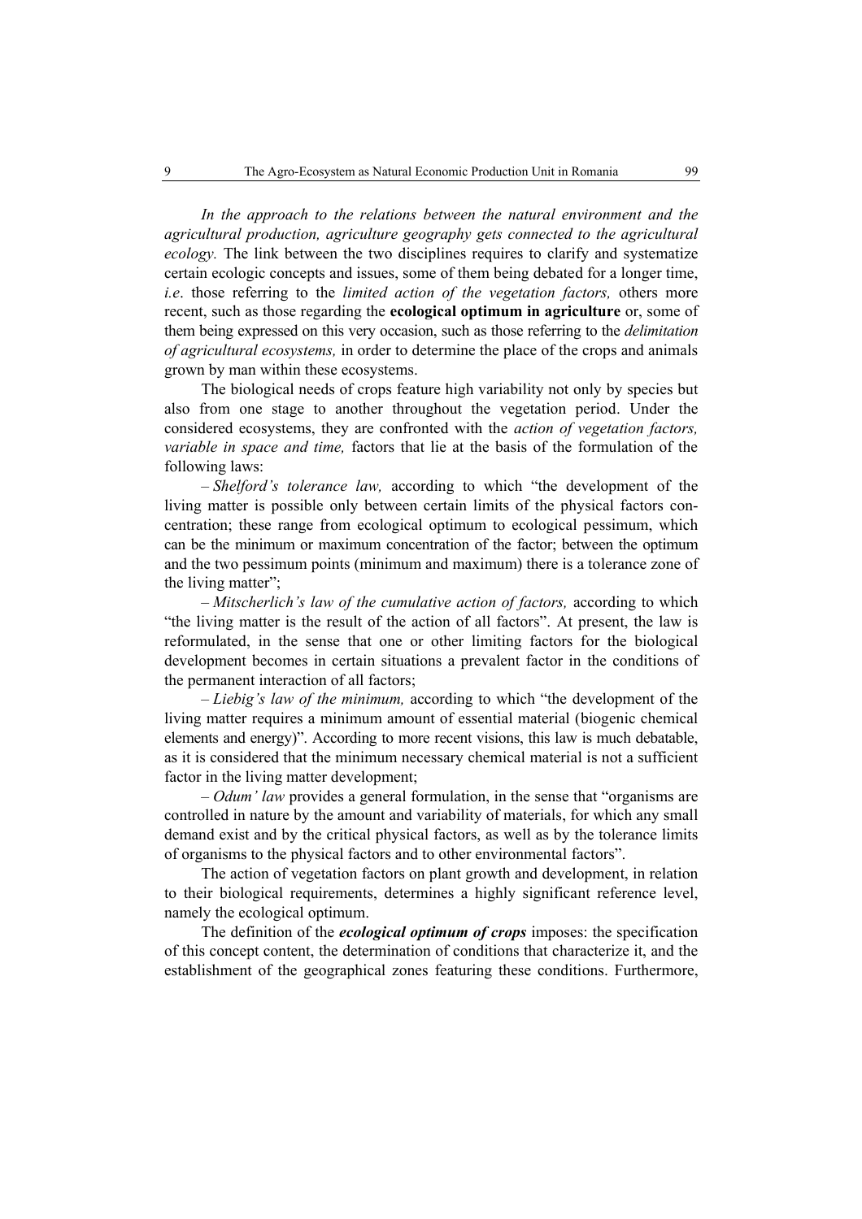*In the approach to the relations between the natural environment and the agricultural production, agriculture geography gets connected to the agricultural ecology.* The link between the two disciplines requires to clarify and systematize certain ecologic concepts and issues, some of them being debated for a longer time, *i.e*. those referring to the *limited action of the vegetation factors,* others more recent, such as those regarding the **ecological optimum in agriculture** or, some of them being expressed on this very occasion, such as those referring to the *delimitation of agricultural ecosystems,* in order to determine the place of the crops and animals grown by man within these ecosystems.

The biological needs of crops feature high variability not only by species but also from one stage to another throughout the vegetation period. Under the considered ecosystems, they are confronted with the *action of vegetation factors, variable in space and time,* factors that lie at the basis of the formulation of the following laws:

– *Shelford's tolerance law,* according to which "the development of the living matter is possible only between certain limits of the physical factors concentration; these range from ecological optimum to ecological pessimum, which can be the minimum or maximum concentration of the factor; between the optimum and the two pessimum points (minimum and maximum) there is a tolerance zone of the living matter";

– *Mitscherlich's law of the cumulative action of factors,* according to which "the living matter is the result of the action of all factors". At present, the law is reformulated, in the sense that one or other limiting factors for the biological development becomes in certain situations a prevalent factor in the conditions of the permanent interaction of all factors;

– *Liebig's law of the minimum,* according to which "the development of the living matter requires a minimum amount of essential material (biogenic chemical elements and energy)". According to more recent visions, this law is much debatable, as it is considered that the minimum necessary chemical material is not a sufficient factor in the living matter development;

– *Odum' law* provides a general formulation, in the sense that "organisms are controlled in nature by the amount and variability of materials, for which any small demand exist and by the critical physical factors, as well as by the tolerance limits of organisms to the physical factors and to other environmental factors".

The action of vegetation factors on plant growth and development, in relation to their biological requirements, determines a highly significant reference level, namely the ecological optimum.

The definition of the ***ecological optimum of crops*** imposes: the specification of this concept content, the determination of conditions that characterize it, and the establishment of the geographical zones featuring these conditions. Furthermore,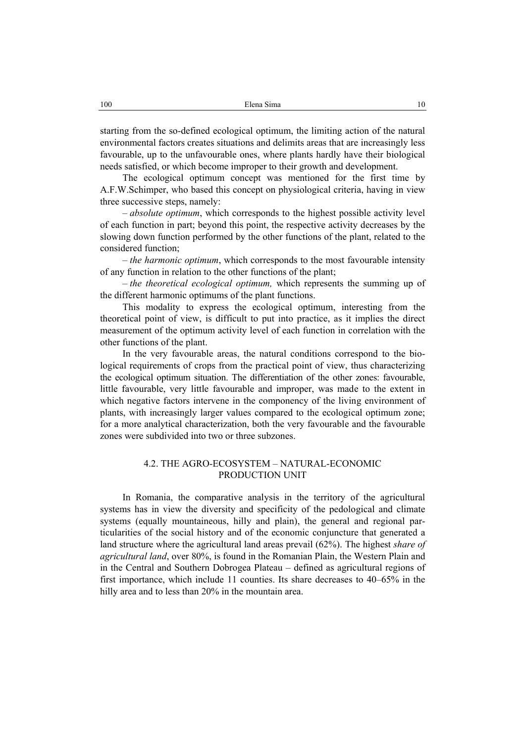starting from the so-defined ecological optimum, the limiting action of the natural environmental factors creates situations and delimits areas that are increasingly less favourable, up to the unfavourable ones, where plants hardly have their biological needs satisfied, or which become improper to their growth and development.

The ecological optimum concept was mentioned for the first time by A.F.W.Schimper, who based this concept on physiological criteria, having in view three successive steps, namely:

– *absolute optimum*, which corresponds to the highest possible activity level of each function in part; beyond this point, the respective activity decreases by the slowing down function performed by the other functions of the plant, related to the considered function;

– *the harmonic optimum*, which corresponds to the most favourable intensity of any function in relation to the other functions of the plant;

– *the theoretical ecological optimum,* which represents the summing up of the different harmonic optimums of the plant functions.

This modality to express the ecological optimum, interesting from the theoretical point of view, is difficult to put into practice, as it implies the direct measurement of the optimum activity level of each function in correlation with the other functions of the plant.

In the very favourable areas, the natural conditions correspond to the biological requirements of crops from the practical point of view, thus characterizing the ecological optimum situation. The differentiation of the other zones: favourable, little favourable, very little favourable and improper, was made to the extent in which negative factors intervene in the componency of the living environment of plants, with increasingly larger values compared to the ecological optimum zone; for a more analytical characterization, both the very favourable and the favourable zones were subdivided into two or three subzones.

## 4.2. THE AGRO-ECOSYSTEM – NATURAL-ECONOMIC PRODUCTION UNIT

In Romania, the comparative analysis in the territory of the agricultural systems has in view the diversity and specificity of the pedological and climate systems (equally mountaineous, hilly and plain), the general and regional particularities of the social history and of the economic conjuncture that generated a land structure where the agricultural land areas prevail (62%). The highest *share of agricultural land*, over 80%, is found in the Romanian Plain, the Western Plain and in the Central and Southern Dobrogea Plateau – defined as agricultural regions of first importance, which include 11 counties. Its share decreases to 40–65% in the hilly area and to less than 20% in the mountain area.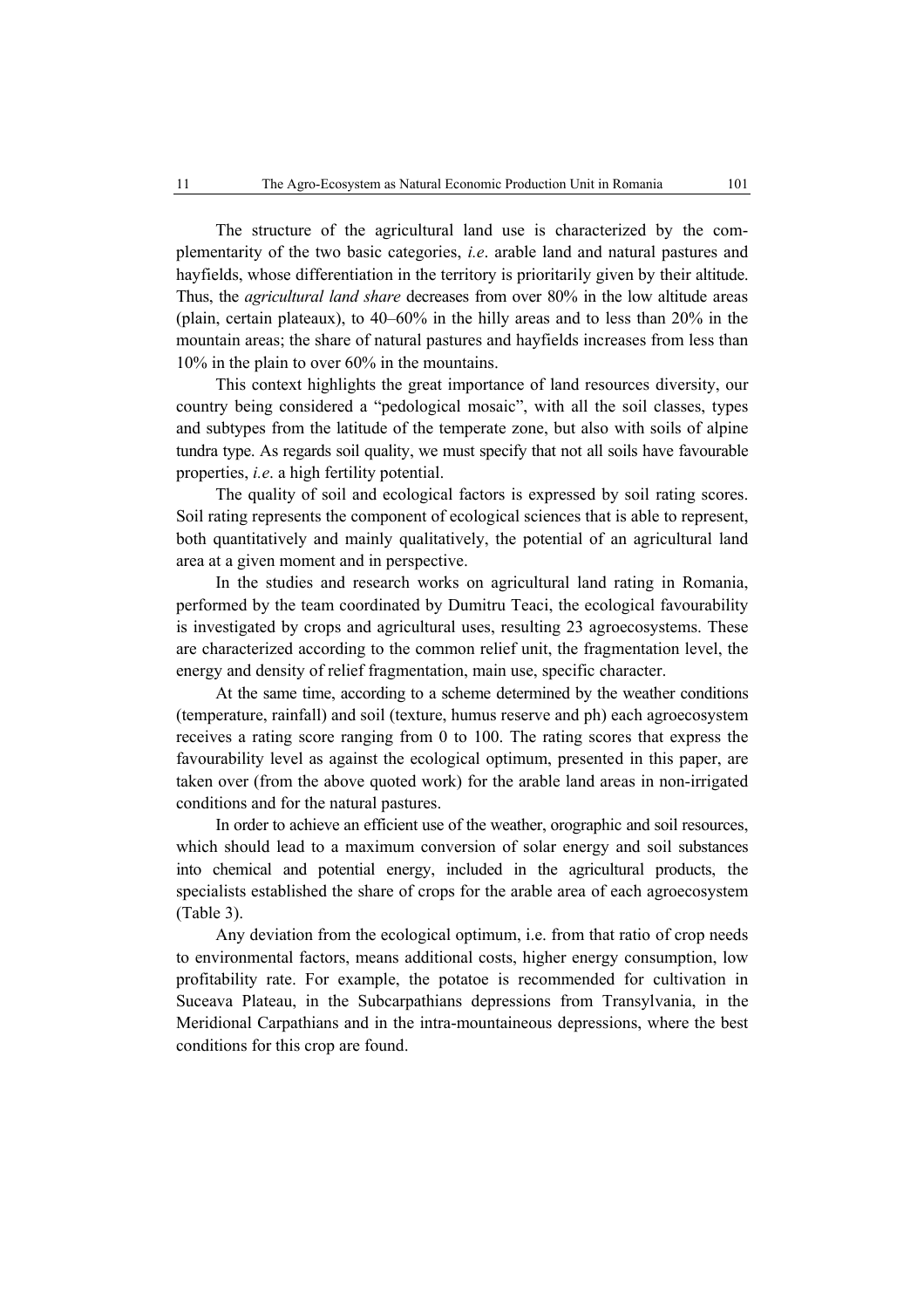The structure of the agricultural land use is characterized by the complementarity of the two basic categories, *i.e*. arable land and natural pastures and hayfields, whose differentiation in the territory is prioritarily given by their altitude. Thus, the *agricultural land share* decreases from over 80% in the low altitude areas (plain, certain plateaux), to 40–60% in the hilly areas and to less than 20% in the mountain areas; the share of natural pastures and hayfields increases from less than 10% in the plain to over 60% in the mountains.

This context highlights the great importance of land resources diversity, our country being considered a "pedological mosaic", with all the soil classes, types and subtypes from the latitude of the temperate zone, but also with soils of alpine tundra type. As regards soil quality, we must specify that not all soils have favourable properties, *i.e*. a high fertility potential.

The quality of soil and ecological factors is expressed by soil rating scores. Soil rating represents the component of ecological sciences that is able to represent, both quantitatively and mainly qualitatively, the potential of an agricultural land area at a given moment and in perspective.

In the studies and research works on agricultural land rating in Romania, performed by the team coordinated by Dumitru Teaci, the ecological favourability is investigated by crops and agricultural uses, resulting 23 agroecosystems. These are characterized according to the common relief unit, the fragmentation level, the energy and density of relief fragmentation, main use, specific character.

At the same time, according to a scheme determined by the weather conditions (temperature, rainfall) and soil (texture, humus reserve and ph) each agroecosystem receives a rating score ranging from 0 to 100. The rating scores that express the favourability level as against the ecological optimum, presented in this paper, are taken over (from the above quoted work) for the arable land areas in non-irrigated conditions and for the natural pastures.

In order to achieve an efficient use of the weather, orographic and soil resources, which should lead to a maximum conversion of solar energy and soil substances into chemical and potential energy, included in the agricultural products, the specialists established the share of crops for the arable area of each agroecosystem (Table 3).

Any deviation from the ecological optimum, i.e. from that ratio of crop needs to environmental factors, means additional costs, higher energy consumption, low profitability rate. For example, the potatoe is recommended for cultivation in Suceava Plateau, in the Subcarpathians depressions from Transylvania, in the Meridional Carpathians and in the intra-mountaineous depressions, where the best conditions for this crop are found.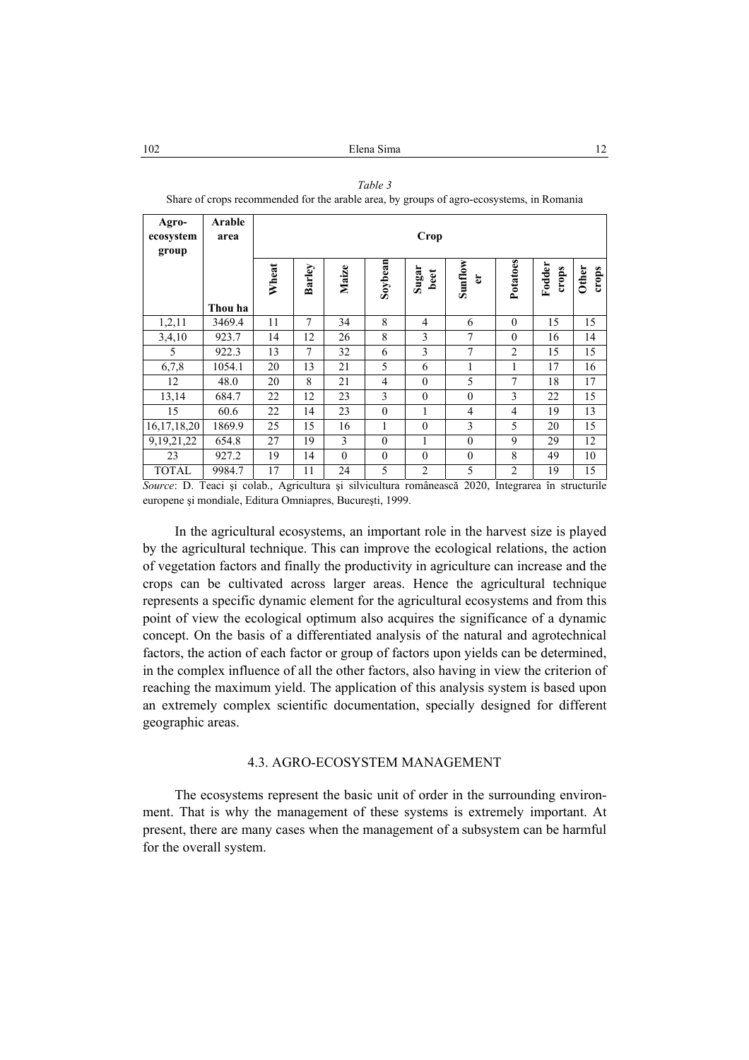*Table 3*

Share of crops recommended for the arable area, by groups of agro-ecosystems, in Romania

| Agro-ecosystem group | Arable area | Crop | | | | | | | | |
|---|---|---|---|---|---|---|---|---|---|---|
| | Thou ha | Wheat | Barley | Maize | Soybean | Sugar beet | Sunflower | Potatoes | Fodder crops | Other crops |
| 1,2,11 | 3469.4 | 11 | 7 | 34 | 8 | 4 | 6 | 0 | 15 | 15 |
| 3,4,10 | 923.7 | 14 | 12 | 26 | 8 | 3 | 7 | 0 | 16 | 14 |
| 5 | 922.3 | 13 | 7 | 32 | 6 | 3 | 7 | 2 | 15 | 15 |
| 6,7,8 | 1054.1 | 20 | 13 | 21 | 5 | 6 | 1 | 1 | 17 | 16 |
| 12 | 48.0 | 20 | 8 | 21 | 4 | 0 | 5 | 7 | 18 | 17 |
| 13,14 | 684.7 | 22 | 12 | 23 | 3 | 0 | 0 | 3 | 22 | 15 |
| 15 | 60.6 | 22 | 14 | 23 | 0 | 1 | 4 | 4 | 19 | 13 |
| 16,17,18,20 | 1869.9 | 25 | 15 | 16 | 1 | 0 | 3 | 5 | 20 | 15 |
| 9,19,21,22 | 654.8 | 27 | 19 | 3 | 0 | 1 | 0 | 9 | 29 | 12 |
| 23 | 927.2 | 19 | 14 | 0 | 0 | 0 | 0 | 8 | 49 | 10 |
| TOTAL | 9984.7 | 17 | 11 | 24 | 5 | 2 | 5 | 2 | 19 | 15 |

*Source*: D. Teaci şi colab., Agricultura şi silvicultura românească 2020, Integrarea în structurile europene şi mondiale, Editura Omniapres, Bucureşti, 1999.

In the agricultural ecosystems, an important role in the harvest size is played by the agricultural technique. This can improve the ecological relations, the action of vegetation factors and finally the productivity in agriculture can increase and the crops can be cultivated across larger areas. Hence the agricultural technique represents a specific dynamic element for the agricultural ecosystems and from this point of view the ecological optimum also acquires the significance of a dynamic concept. On the basis of a differentiated analysis of the natural and agrotechnical factors, the action of each factor or group of factors upon yields can be determined, in the complex influence of all the other factors, also having in view the criterion of reaching the maximum yield. The application of this analysis system is based upon an extremely complex scientific documentation, specially designed for different geographic areas.

### 4.3. AGRO-ECOSYSTEM MANAGEMENT

The ecosystems represent the basic unit of order in the surrounding environment. That is why the management of these systems is extremely important. At present, there are many cases when the management of a subsystem can be harmful for the overall system.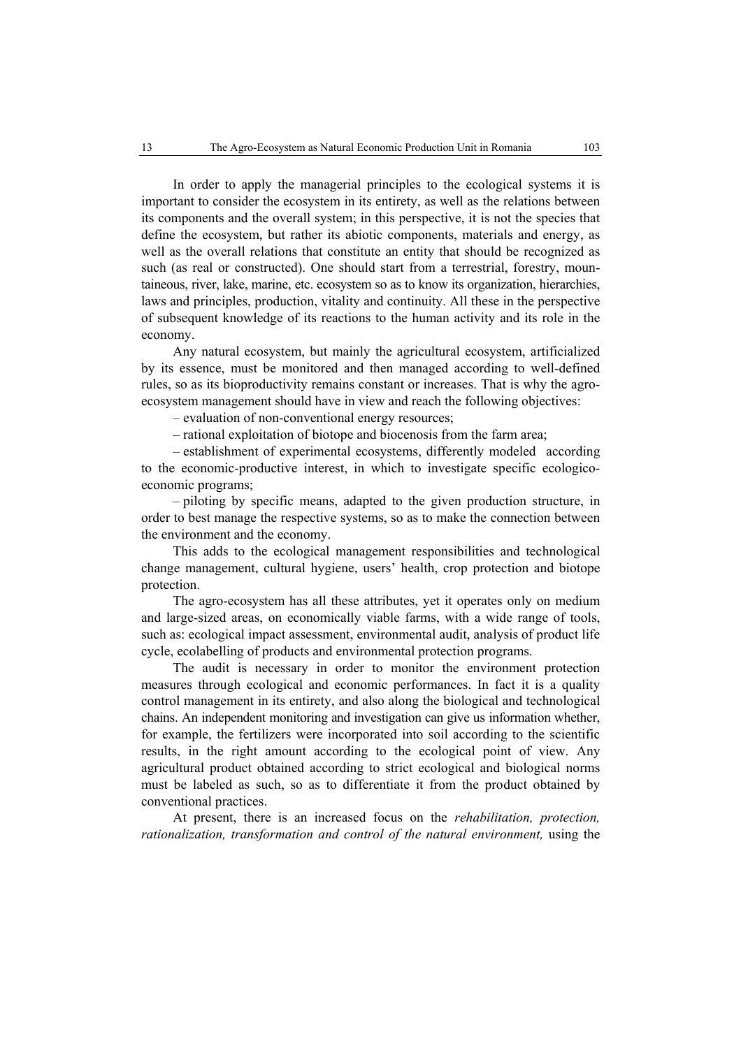In order to apply the managerial principles to the ecological systems it is important to consider the ecosystem in its entirety, as well as the relations between its components and the overall system; in this perspective, it is not the species that define the ecosystem, but rather its abiotic components, materials and energy, as well as the overall relations that constitute an entity that should be recognized as such (as real or constructed). One should start from a terrestrial, forestry, mountaineous, river, lake, marine, etc. ecosystem so as to know its organization, hierarchies, laws and principles, production, vitality and continuity. All these in the perspective of subsequent knowledge of its reactions to the human activity and its role in the economy.

Any natural ecosystem, but mainly the agricultural ecosystem, artificialized by its essence, must be monitored and then managed according to well-defined rules, so as its bioproductivity remains constant or increases. That is why the agro-ecosystem management should have in view and reach the following objectives:

– evaluation of non-conventional energy resources;

– rational exploitation of biotope and biocenosis from the farm area;

– establishment of experimental ecosystems, differently modeled according to the economic-productive interest, in which to investigate specific ecologico-economic programs;

– piloting by specific means, adapted to the given production structure, in order to best manage the respective systems, so as to make the connection between the environment and the economy.

This adds to the ecological management responsibilities and technological change management, cultural hygiene, users' health, crop protection and biotope protection.

The agro-ecosystem has all these attributes, yet it operates only on medium and large-sized areas, on economically viable farms, with a wide range of tools, such as: ecological impact assessment, environmental audit, analysis of product life cycle, ecolabelling of products and environmental protection programs.

The audit is necessary in order to monitor the environment protection measures through ecological and economic performances. In fact it is a quality control management in its entirety, and also along the biological and technological chains. An independent monitoring and investigation can give us information whether, for example, the fertilizers were incorporated into soil according to the scientific results, in the right amount according to the ecological point of view. Any agricultural product obtained according to strict ecological and biological norms must be labeled as such, so as to differentiate it from the product obtained by conventional practices.

At present, there is an increased focus on the *rehabilitation, protection, rationalization, transformation and control of the natural environment,* using the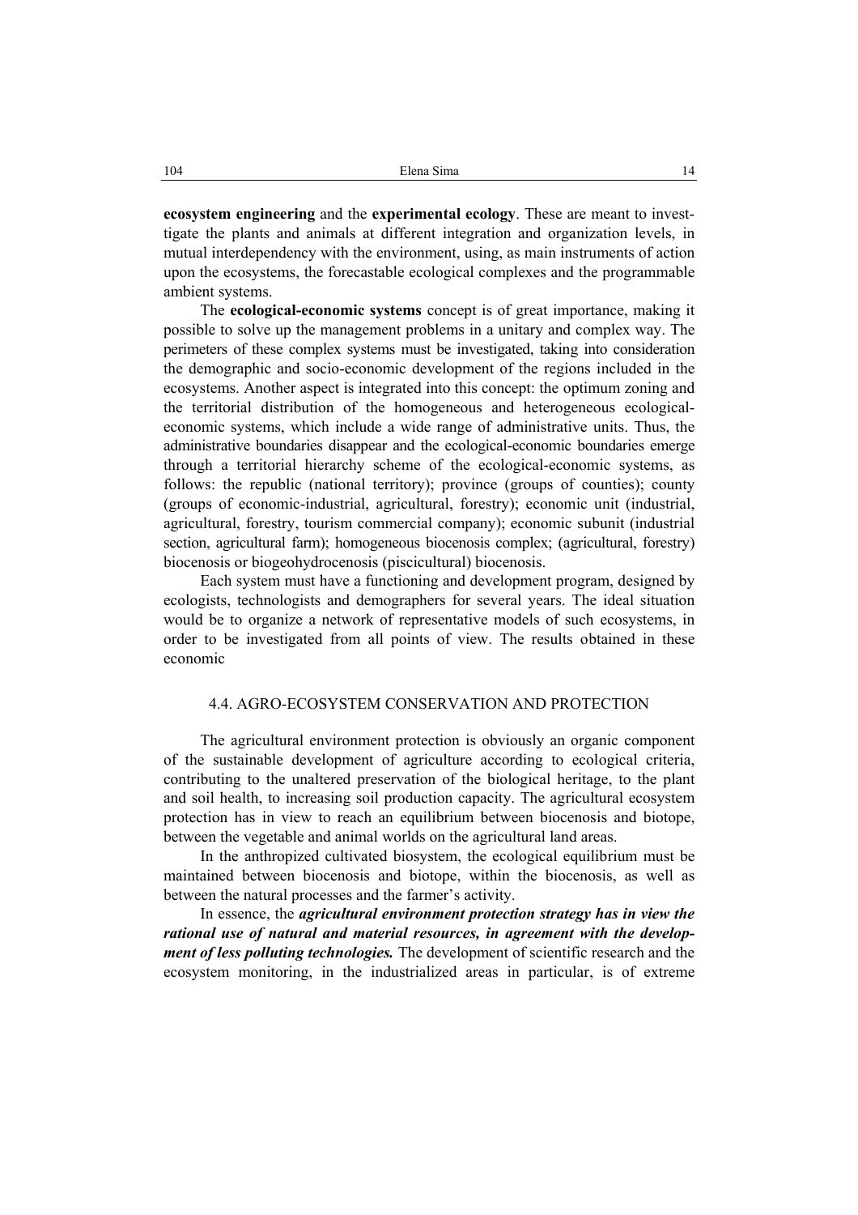**ecosystem engineering** and the **experimental ecology**. These are meant to investtigate the plants and animals at different integration and organization levels, in mutual interdependency with the environment, using, as main instruments of action upon the ecosystems, the forecastable ecological complexes and the programmable ambient systems.

The **ecological-economic systems** concept is of great importance, making it possible to solve up the management problems in a unitary and complex way. The perimeters of these complex systems must be investigated, taking into consideration the demographic and socio-economic development of the regions included in the ecosystems. Another aspect is integrated into this concept: the optimum zoning and the territorial distribution of the homogeneous and heterogeneous ecological-economic systems, which include a wide range of administrative units. Thus, the administrative boundaries disappear and the ecological-economic boundaries emerge through a territorial hierarchy scheme of the ecological-economic systems, as follows: the republic (national territory); province (groups of counties); county (groups of economic-industrial, agricultural, forestry); economic unit (industrial, agricultural, forestry, tourism commercial company); economic subunit (industrial section, agricultural farm); homogeneous biocenosis complex; (agricultural, forestry) biocenosis or biogeohydrocenosis (piscicultural) biocenosis.

Each system must have a functioning and development program, designed by ecologists, technologists and demographers for several years. The ideal situation would be to organize a network of representative models of such ecosystems, in order to be investigated from all points of view. The results obtained in these economic

### 4.4. AGRO-ECOSYSTEM CONSERVATION AND PROTECTION

The agricultural environment protection is obviously an organic component of the sustainable development of agriculture according to ecological criteria, contributing to the unaltered preservation of the biological heritage, to the plant and soil health, to increasing soil production capacity. The agricultural ecosystem protection has in view to reach an equilibrium between biocenosis and biotope, between the vegetable and animal worlds on the agricultural land areas.

In the anthropized cultivated biosystem, the ecological equilibrium must be maintained between biocenosis and biotope, within the biocenosis, as well as between the natural processes and the farmer's activity.

In essence, the ***agricultural environment protection strategy has in view the rational use of natural and material resources, in agreement with the development of less polluting technologies.*** The development of scientific research and the ecosystem monitoring, in the industrialized areas in particular, is of extreme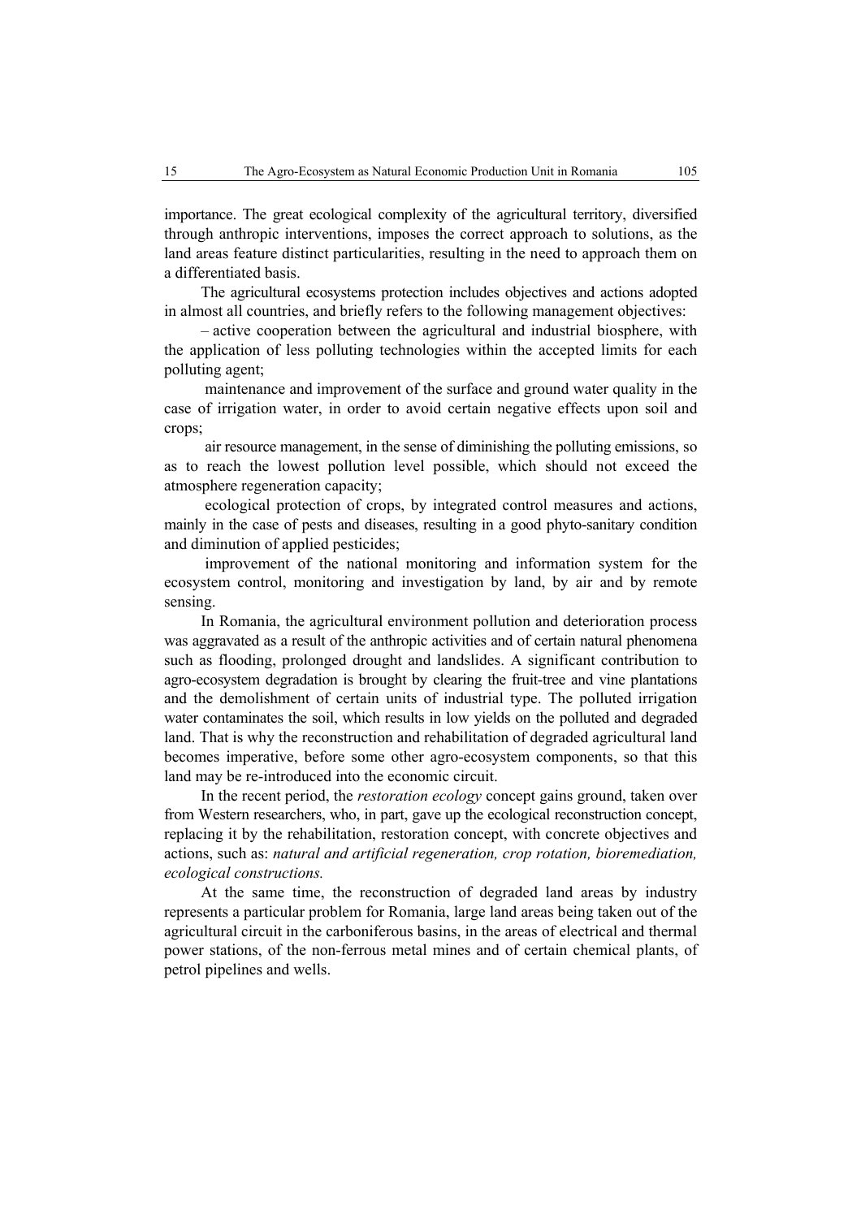importance. The great ecological complexity of the agricultural territory, diversified through anthropic interventions, imposes the correct approach to solutions, as the land areas feature distinct particularities, resulting in the need to approach them on a differentiated basis.

The agricultural ecosystems protection includes objectives and actions adopted in almost all countries, and briefly refers to the following management objectives:

– active cooperation between the agricultural and industrial biosphere, with the application of less polluting technologies within the accepted limits for each polluting agent;

maintenance and improvement of the surface and ground water quality in the case of irrigation water, in order to avoid certain negative effects upon soil and crops;

air resource management, in the sense of diminishing the polluting emissions, so as to reach the lowest pollution level possible, which should not exceed the atmosphere regeneration capacity;

ecological protection of crops, by integrated control measures and actions, mainly in the case of pests and diseases, resulting in a good phyto-sanitary condition and diminution of applied pesticides;

improvement of the national monitoring and information system for the ecosystem control, monitoring and investigation by land, by air and by remote sensing.

In Romania, the agricultural environment pollution and deterioration process was aggravated as a result of the anthropic activities and of certain natural phenomena such as flooding, prolonged drought and landslides. A significant contribution to agro-ecosystem degradation is brought by clearing the fruit-tree and vine plantations and the demolishment of certain units of industrial type. The polluted irrigation water contaminates the soil, which results in low yields on the polluted and degraded land. That is why the reconstruction and rehabilitation of degraded agricultural land becomes imperative, before some other agro-ecosystem components, so that this land may be re-introduced into the economic circuit.

In the recent period, the *restoration ecology* concept gains ground, taken over from Western researchers, who, in part, gave up the ecological reconstruction concept, replacing it by the rehabilitation, restoration concept, with concrete objectives and actions, such as: *natural and artificial regeneration, crop rotation, bioremediation, ecological constructions.*

At the same time, the reconstruction of degraded land areas by industry represents a particular problem for Romania, large land areas being taken out of the agricultural circuit in the carboniferous basins, in the areas of electrical and thermal power stations, of the non-ferrous metal mines and of certain chemical plants, of petrol pipelines and wells.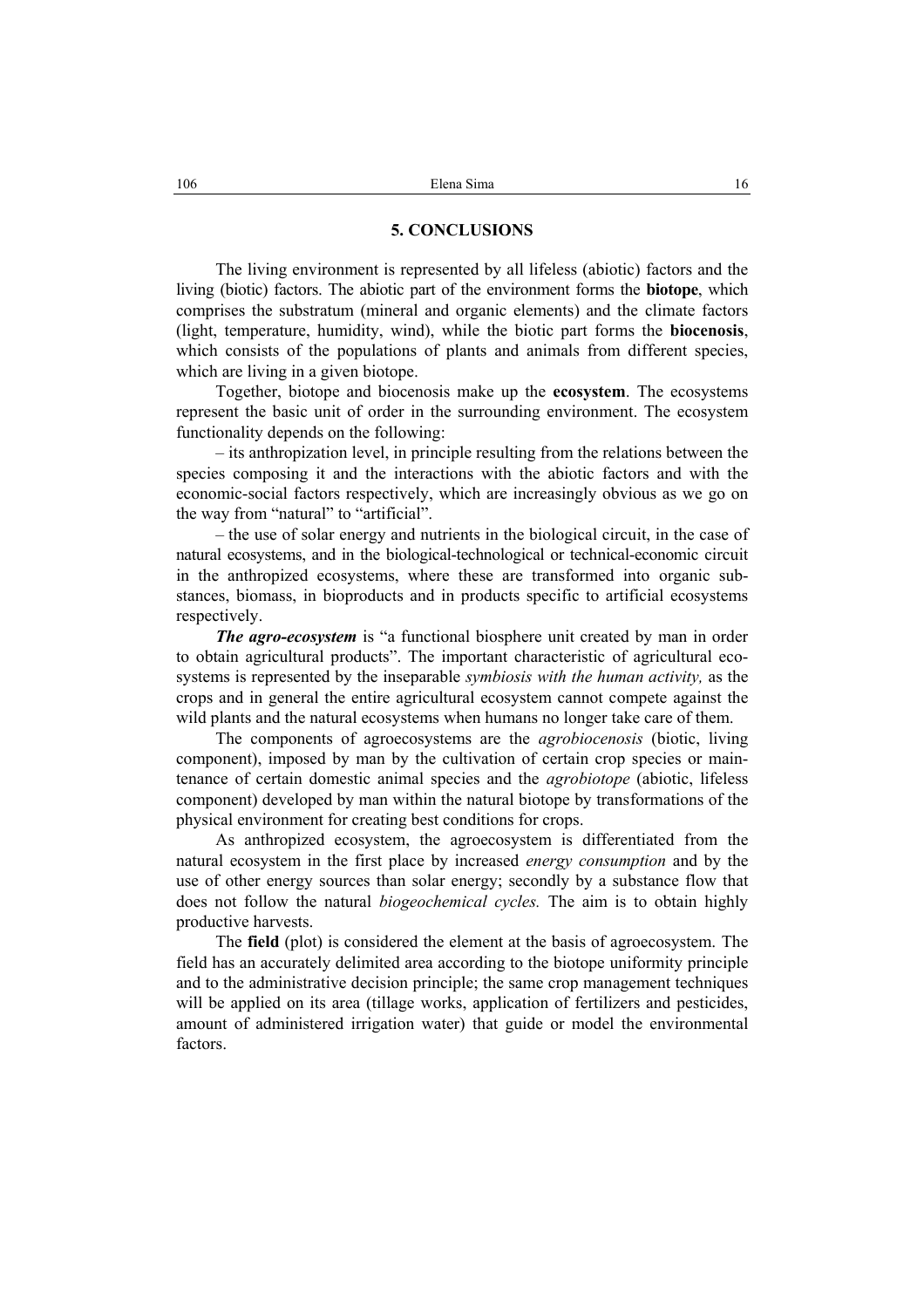## 5. CONCLUSIONS

The living environment is represented by all lifeless (abiotic) factors and the living (biotic) factors. The abiotic part of the environment forms the **biotope**, which comprises the substratum (mineral and organic elements) and the climate factors (light, temperature, humidity, wind), while the biotic part forms the **biocenosis**, which consists of the populations of plants and animals from different species, which are living in a given biotope.

Together, biotope and biocenosis make up the **ecosystem**. The ecosystems represent the basic unit of order in the surrounding environment. The ecosystem functionality depends on the following:

– its anthropization level, in principle resulting from the relations between the species composing it and the interactions with the abiotic factors and with the economic-social factors respectively, which are increasingly obvious as we go on the way from "natural" to "artificial".

– the use of solar energy and nutrients in the biological circuit, in the case of natural ecosystems, and in the biological-technological or technical-economic circuit in the anthropized ecosystems, where these are transformed into organic substances, biomass, in bioproducts and in products specific to artificial ecosystems respectively.

***The agro-ecosystem*** is "a functional biosphere unit created by man in order to obtain agricultural products". The important characteristic of agricultural ecosystems is represented by the inseparable *symbiosis with the human activity,* as the crops and in general the entire agricultural ecosystem cannot compete against the wild plants and the natural ecosystems when humans no longer take care of them.

The components of agroecosystems are the *agrobiocenosis* (biotic, living component), imposed by man by the cultivation of certain crop species or maintenance of certain domestic animal species and the *agrobiotope* (abiotic, lifeless component) developed by man within the natural biotope by transformations of the physical environment for creating best conditions for crops.

As anthropized ecosystem, the agroecosystem is differentiated from the natural ecosystem in the first place by increased *energy consumption* and by the use of other energy sources than solar energy; secondly by a substance flow that does not follow the natural *biogeochemical cycles.* The aim is to obtain highly productive harvests.

The **field** (plot) is considered the element at the basis of agroecosystem. The field has an accurately delimited area according to the biotope uniformity principle and to the administrative decision principle; the same crop management techniques will be applied on its area (tillage works, application of fertilizers and pesticides, amount of administered irrigation water) that guide or model the environmental factors.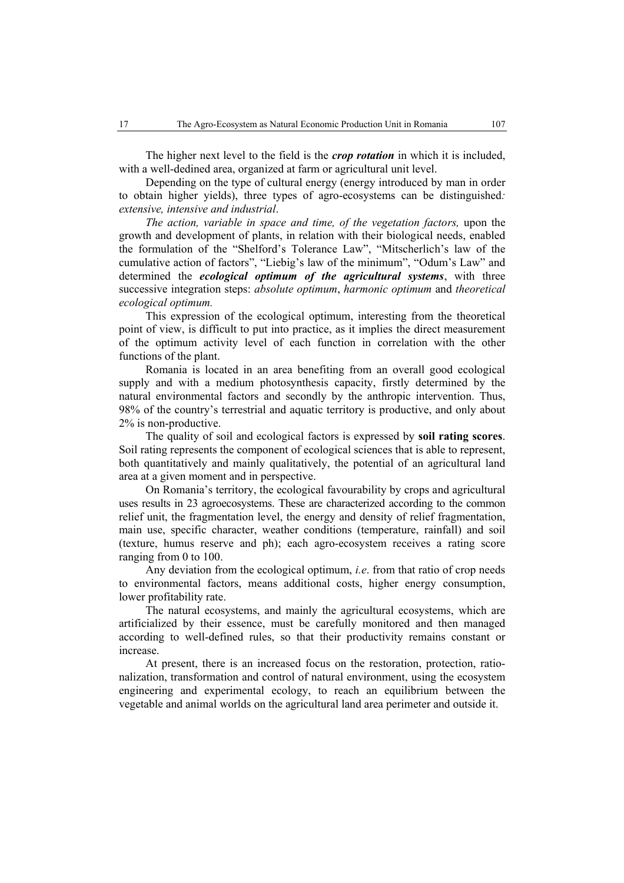The higher next level to the field is the ***crop rotation*** in which it is included, with a well-dedined area, organized at farm or agricultural unit level.

Depending on the type of cultural energy (energy introduced by man in order to obtain higher yields), three types of agro-ecosystems can be distinguished*: extensive, intensive and industrial*.

*The action, variable in space and time, of the vegetation factors,* upon the growth and development of plants, in relation with their biological needs, enabled the formulation of the "Shelford's Tolerance Law", "Mitscherlich's law of the cumulative action of factors", "Liebig's law of the minimum", "Odum's Law" and determined the ***ecological optimum of the agricultural systems***, with three successive integration steps: *absolute optimum*, *harmonic optimum* and *theoretical ecological optimum.*

This expression of the ecological optimum, interesting from the theoretical point of view, is difficult to put into practice, as it implies the direct measurement of the optimum activity level of each function in correlation with the other functions of the plant.

Romania is located in an area benefiting from an overall good ecological supply and with a medium photosynthesis capacity, firstly determined by the natural environmental factors and secondly by the anthropic intervention. Thus, 98% of the country's terrestrial and aquatic territory is productive, and only about 2% is non-productive.

The quality of soil and ecological factors is expressed by **soil rating scores**. Soil rating represents the component of ecological sciences that is able to represent, both quantitatively and mainly qualitatively, the potential of an agricultural land area at a given moment and in perspective.

On Romania's territory, the ecological favourability by crops and agricultural uses results in 23 agroecosystems. These are characterized according to the common relief unit, the fragmentation level, the energy and density of relief fragmentation, main use, specific character, weather conditions (temperature, rainfall) and soil (texture, humus reserve and ph); each agro-ecosystem receives a rating score ranging from 0 to 100.

Any deviation from the ecological optimum, *i.e*. from that ratio of crop needs to environmental factors, means additional costs, higher energy consumption, lower profitability rate.

The natural ecosystems, and mainly the agricultural ecosystems, which are artificialized by their essence, must be carefully monitored and then managed according to well-defined rules, so that their productivity remains constant or increase.

At present, there is an increased focus on the restoration, protection, rationalization, transformation and control of natural environment, using the ecosystem engineering and experimental ecology, to reach an equilibrium between the vegetable and animal worlds on the agricultural land area perimeter and outside it.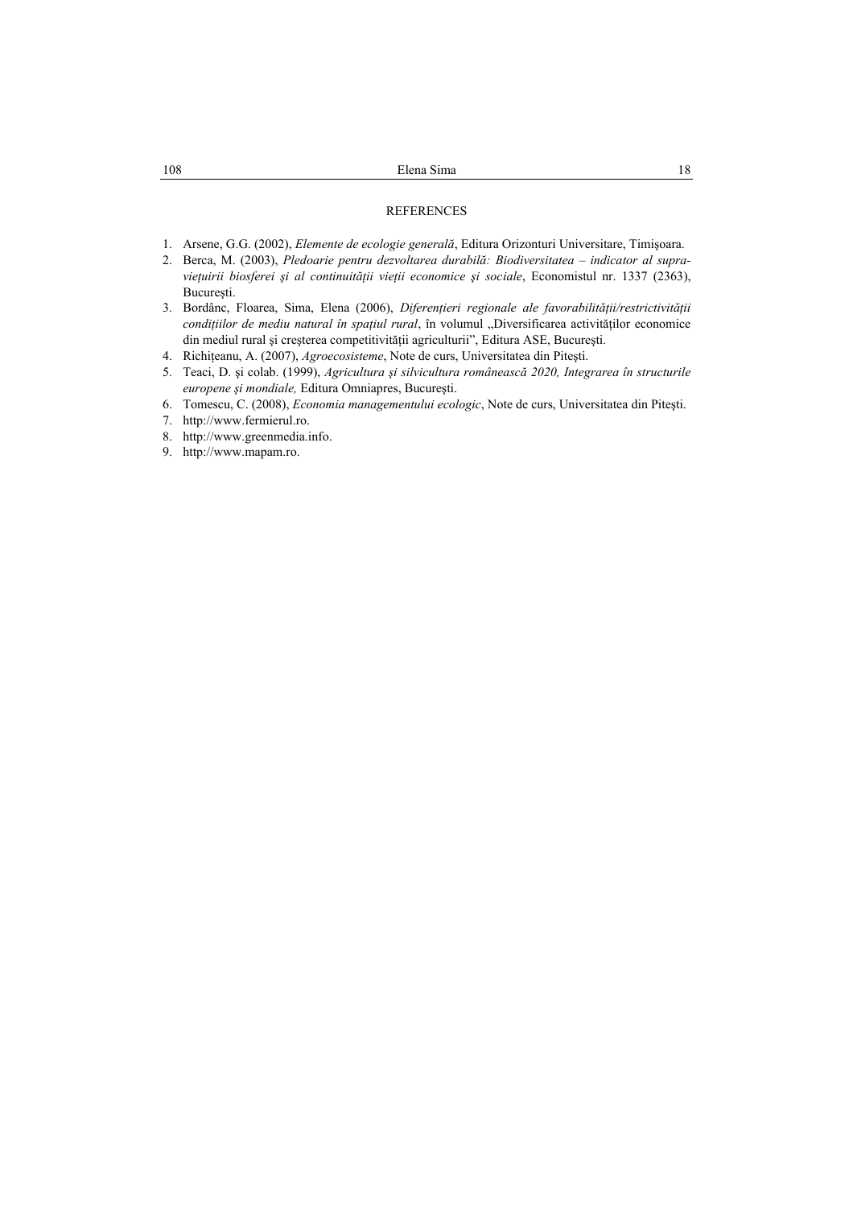## REFERENCES

1. Arsene, G.G. (2002), *Elemente de ecologie generală*, Editura Orizonturi Universitare, Timişoara.
2. Berca, M. (2003), *Pledoarie pentru dezvoltarea durabilă: Biodiversitatea – indicator al supravieţuirii biosferei şi al continuităţii vieţii economice şi sociale*, Economistul nr. 1337 (2363), Bucureşti.
3. Bordânc, Floarea, Sima, Elena (2006), *Diferenţieri regionale ale favorabilităţii/restrictivităţii condiţiilor de mediu natural în spaţiul rural*, în volumul „Diversificarea activităţilor economice din mediul rural şi creşterea competitivităţii agriculturii", Editura ASE, Bucureşti.
4. Richiţeanu, A. (2007), *Agroecosisteme*, Note de curs, Universitatea din Piteşti.
5. Teaci, D. şi colab. (1999), *Agricultura şi silvicultura românească 2020, Integrarea în structurile europene şi mondiale,* Editura Omniapres, Bucureşti.
6. Tomescu, C. (2008), *Economia managementului ecologic*, Note de curs, Universitatea din Piteşti.
7. http://www.fermierul.ro.
8. http://www.greenmedia.info.
9. http://www.mapam.ro.